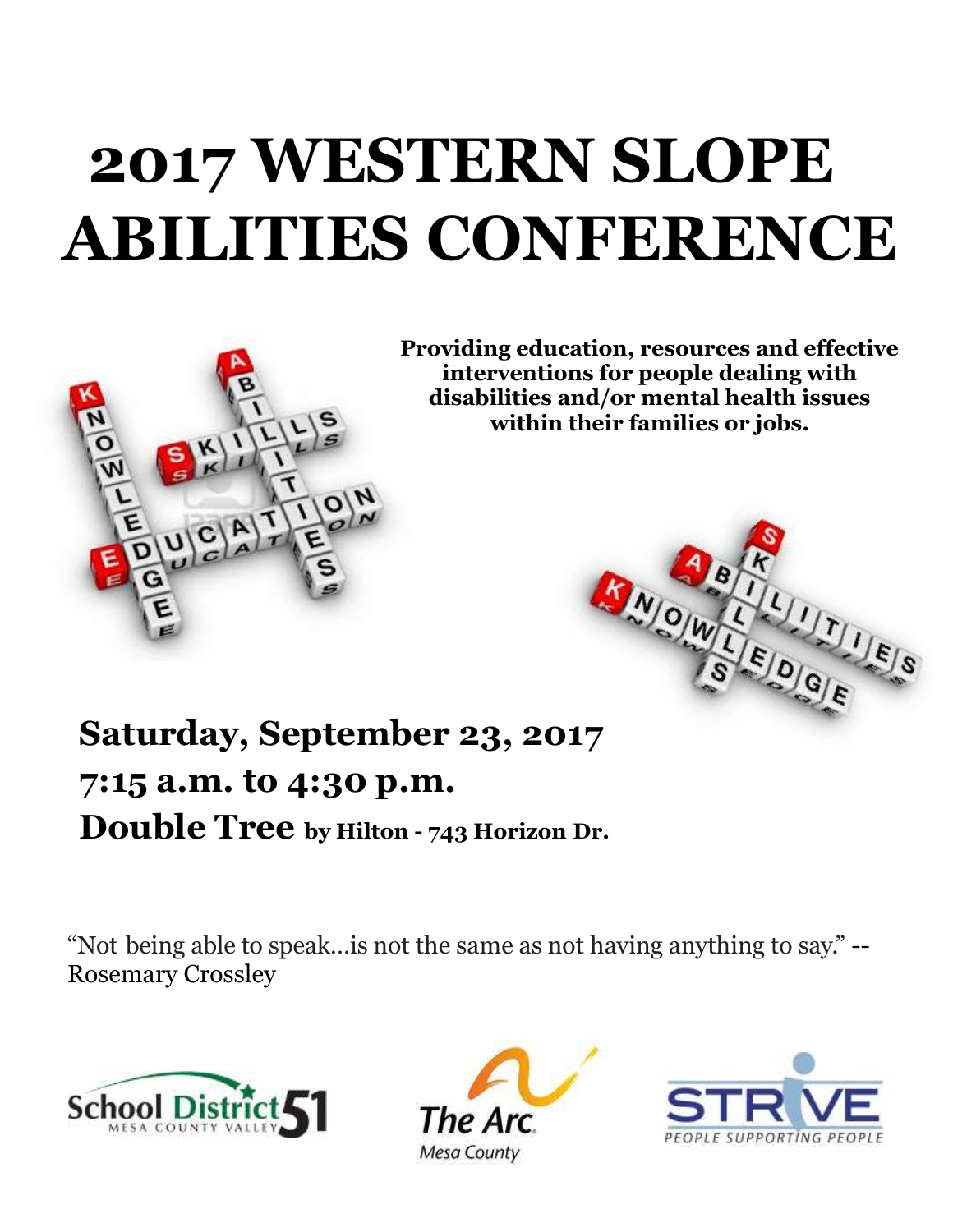# 2017 WESTERN SLOPE ABILITIES CONFERENCE

**Providing education, resources and effective interventions for people dealing with disabilities and/or mental health issues within their families or jobs.**

## Saturday, September 23, 2017

## 7:15 a.m. to 4:30 p.m.

## Double Tree by Hilton - 743 Horizon Dr.

"Not being able to speak…is not the same as not having anything to say." -- Rosemary Crossley

School District 51 MESA COUNTY VALLEY

The Arc. Mesa County

STRIVE PEOPLE SUPPORTING PEOPLE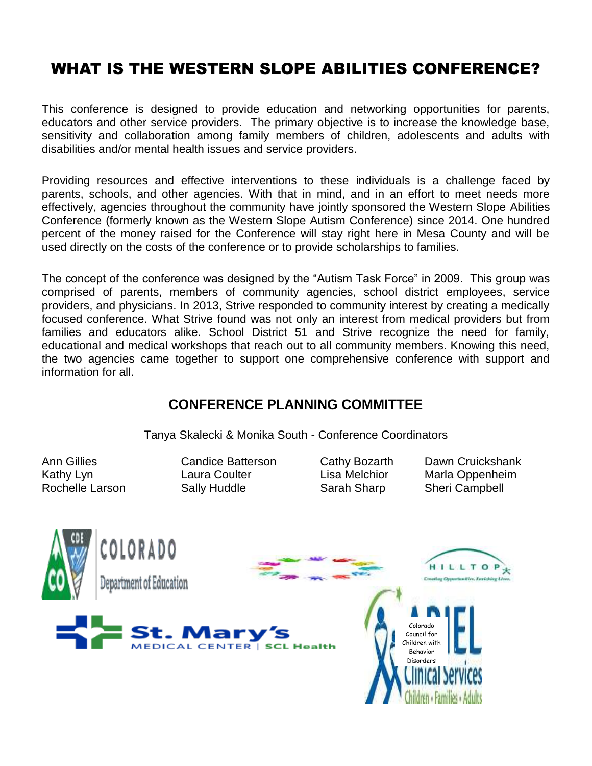# WHAT IS THE WESTERN SLOPE ABILITIES CONFERENCE?

This conference is designed to provide education and networking opportunities for parents, educators and other service providers. The primary objective is to increase the knowledge base, sensitivity and collaboration among family members of children, adolescents and adults with disabilities and/or mental health issues and service providers.

Providing resources and effective interventions to these individuals is a challenge faced by parents, schools, and other agencies. With that in mind, and in an effort to meet needs more effectively, agencies throughout the community have jointly sponsored the Western Slope Abilities Conference (formerly known as the Western Slope Autism Conference) since 2014. One hundred percent of the money raised for the Conference will stay right here in Mesa County and will be used directly on the costs of the conference or to provide scholarships to families.

The concept of the conference was designed by the "Autism Task Force" in 2009. This group was comprised of parents, members of community agencies, school district employees, service providers, and physicians. In 2013, Strive responded to community interest by creating a medically focused conference. What Strive found was not only an interest from medical providers but from families and educators alike. School District 51 and Strive recognize the need for family, educational and medical workshops that reach out to all community members. Knowing this need, the two agencies came together to support one comprehensive conference with support and information for all.

## CONFERENCE PLANNING COMMITTEE

Tanya Skalecki & Monika South - Conference Coordinators

Ann Gillies
Kathy Lyn
Rochelle Larson
Candice Batterson
Laura Coulter
Sally Huddle
Cathy Bozarth
Lisa Melchior
Sarah Sharp
Dawn Cruickshank
Marla Oppenheim
Sheri Campbell

CDE COLORADO Department of Education

HILLTOP Creating Opportunities. Enriching Lives.

St. Mary's MEDICAL CENTER | SCL Health

Colorado Council for Children with Behavior Disorders

ARIEL Clinical Services Children • Families • Adults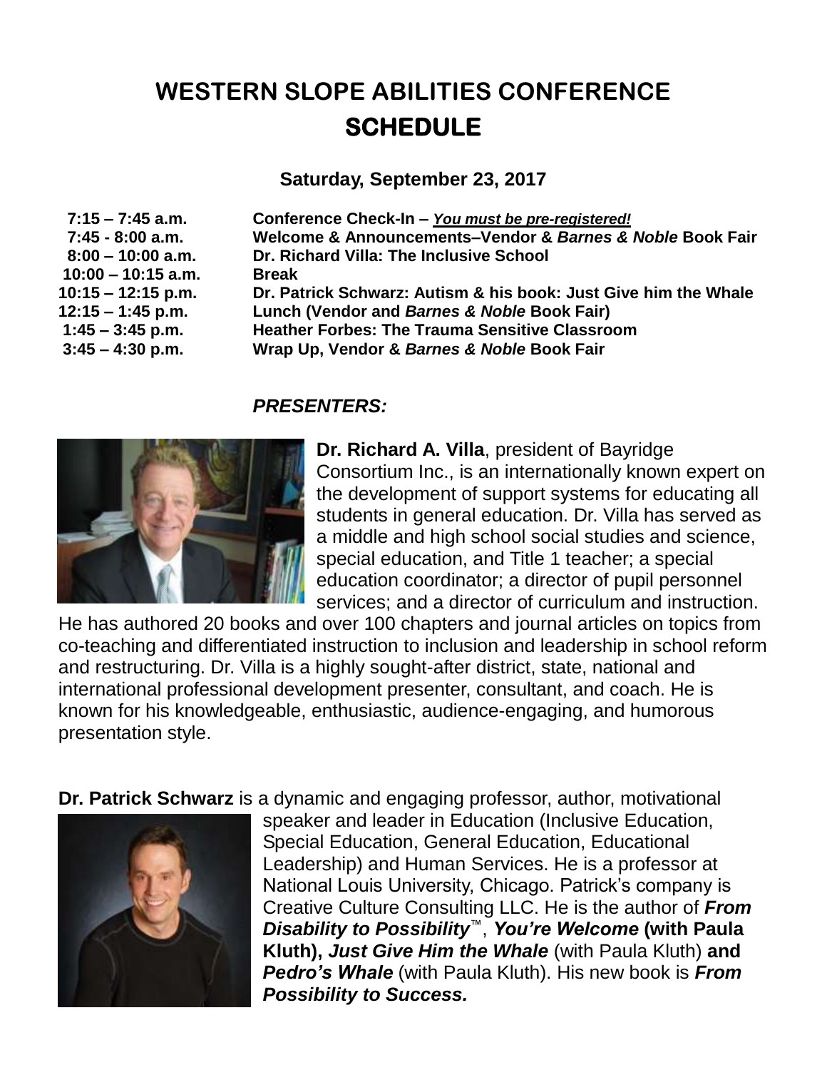# WESTERN SLOPE ABILITIES CONFERENCE
# SCHEDULE

**Saturday, September 23, 2017**

| | |
|---|---|
| **7:15 – 7:45 a.m.** | **Conference Check-In –** ***You must be pre-registered!*** |
| **7:45 - 8:00 a.m.** | **Welcome & Announcements–Vendor &** ***Barnes & Noble*** **Book Fair** |
| **8:00 – 10:00 a.m.** | **Dr. Richard Villa: The Inclusive School** |
| **10:00 – 10:15 a.m.** | **Break** |
| **10:15 – 12:15 p.m.** | **Dr. Patrick Schwarz: Autism & his book: Just Give him the Whale** |
| **12:15 – 1:45 p.m.** | **Lunch (Vendor and** ***Barnes & Noble*** **Book Fair)** |
| **1:45 – 3:45 p.m.** | **Heather Forbes: The Trauma Sensitive Classroom** |
| **3:45 – 4:30 p.m.** | **Wrap Up, Vendor &** ***Barnes & Noble*** **Book Fair** |

## *PRESENTERS:*

**Dr. Richard A. Villa**, president of Bayridge Consortium Inc., is an internationally known expert on the development of support systems for educating all students in general education. Dr. Villa has served as a middle and high school social studies and science, special education, and Title 1 teacher; a special education coordinator; a director of pupil personnel services; and a director of curriculum and instruction. He has authored 20 books and over 100 chapters and journal articles on topics from co-teaching and differentiated instruction to inclusion and leadership in school reform and restructuring. Dr. Villa is a highly sought-after district, state, national and international professional development presenter, consultant, and coach. He is known for his knowledgeable, enthusiastic, audience-engaging, and humorous presentation style.

**Dr. Patrick Schwarz** is a dynamic and engaging professor, author, motivational speaker and leader in Education (Inclusive Education, Special Education, General Education, Educational Leadership) and Human Services. He is a professor at National Louis University, Chicago. Patrick's company is Creative Culture Consulting LLC. He is the author of ***From Disability to Possibility***™, ***You're Welcome*** **(with Paula Kluth),** ***Just Give Him the Whale*** (with Paula Kluth) **and** ***Pedro's Whale*** (with Paula Kluth). His new book is ***From Possibility to Success.***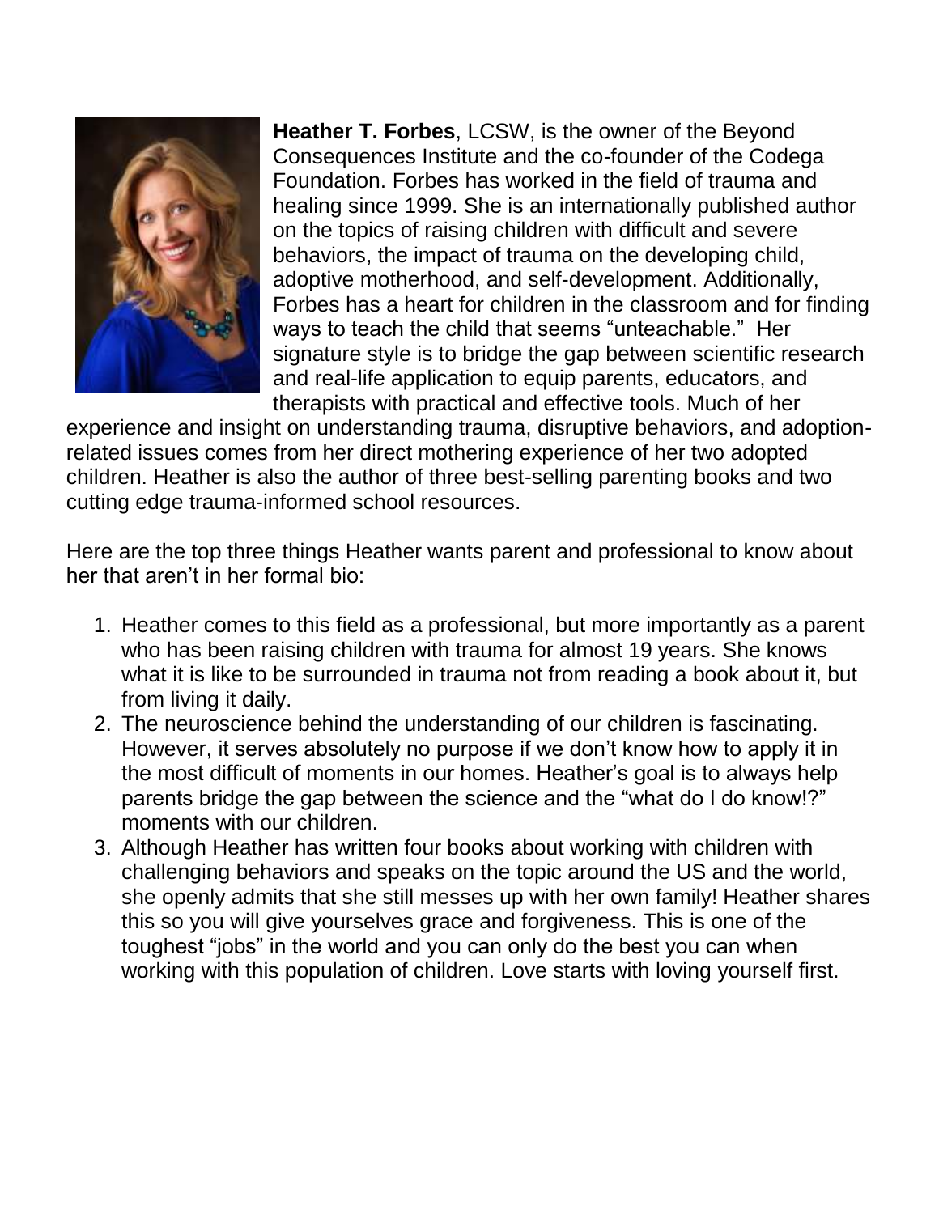**Heather T. Forbes**, LCSW, is the owner of the Beyond Consequences Institute and the co-founder of the Codega Foundation. Forbes has worked in the field of trauma and healing since 1999. She is an internationally published author on the topics of raising children with difficult and severe behaviors, the impact of trauma on the developing child, adoptive motherhood, and self-development. Additionally, Forbes has a heart for children in the classroom and for finding ways to teach the child that seems "unteachable." Her signature style is to bridge the gap between scientific research and real-life application to equip parents, educators, and therapists with practical and effective tools. Much of her experience and insight on understanding trauma, disruptive behaviors, and adoption-related issues comes from her direct mothering experience of her two adopted children. Heather is also the author of three best-selling parenting books and two cutting edge trauma-informed school resources.

Here are the top three things Heather wants parent and professional to know about her that aren't in her formal bio:

1. Heather comes to this field as a professional, but more importantly as a parent who has been raising children with trauma for almost 19 years. She knows what it is like to be surrounded in trauma not from reading a book about it, but from living it daily.
2. The neuroscience behind the understanding of our children is fascinating. However, it serves absolutely no purpose if we don't know how to apply it in the most difficult of moments in our homes. Heather's goal is to always help parents bridge the gap between the science and the "what do I do know!?" moments with our children.
3. Although Heather has written four books about working with children with challenging behaviors and speaks on the topic around the US and the world, she openly admits that she still messes up with her own family! Heather shares this so you will give yourselves grace and forgiveness. This is one of the toughest "jobs" in the world and you can only do the best you can when working with this population of children. Love starts with loving yourself first.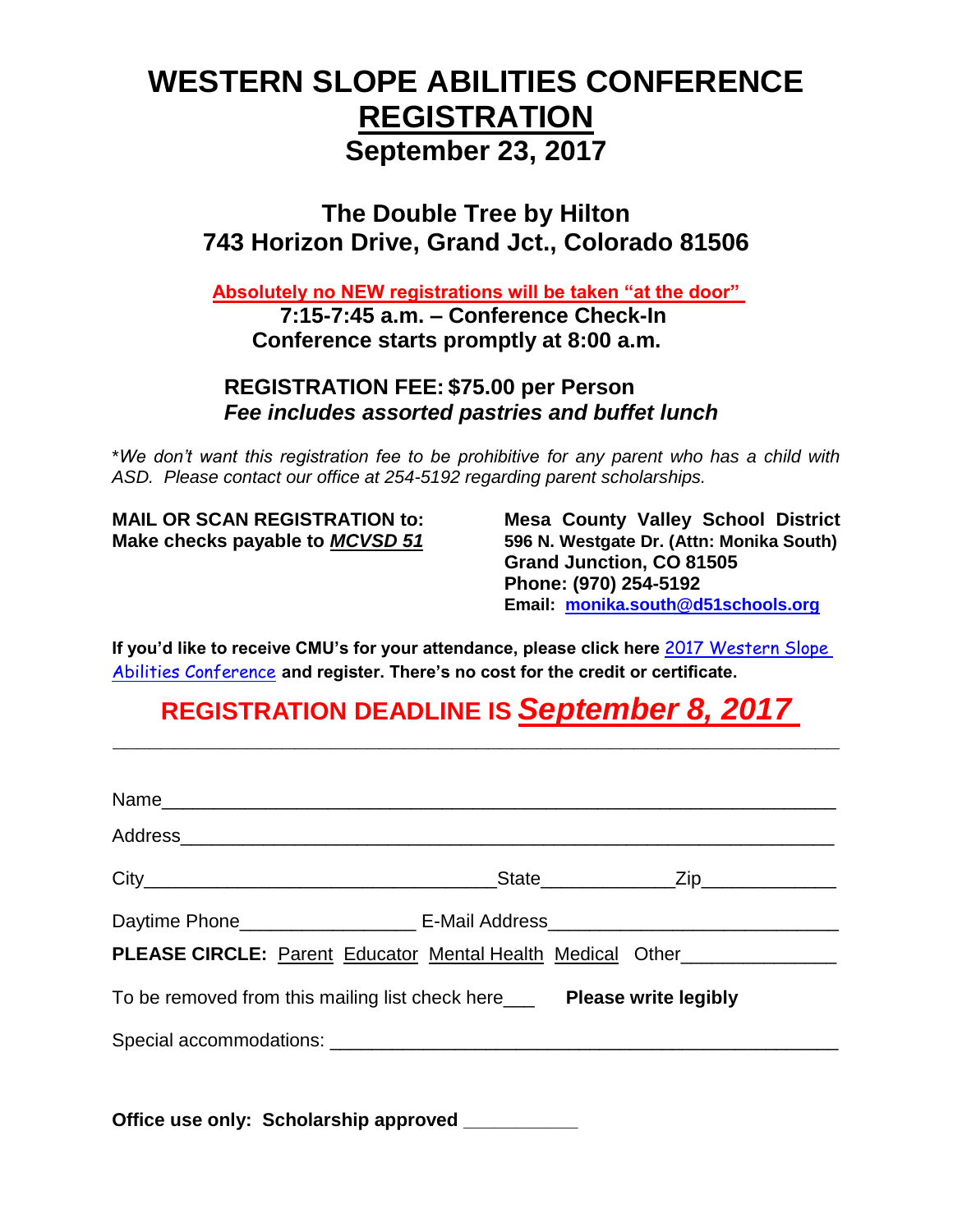# WESTERN SLOPE ABILITIES CONFERENCE REGISTRATION

## September 23, 2017

### The Double Tree by Hilton
### 743 Horizon Drive, Grand Jct., Colorado 81506

**Absolutely no NEW registrations will be taken "at the door"**

**7:15-7:45 a.m. – Conference Check-In**
**Conference starts promptly at 8:00 a.m.**

**REGISTRATION FEE: $75.00 per Person**
***Fee includes assorted pastries and buffet lunch***

*\*We don't want this registration fee to be prohibitive for any parent who has a child with ASD. Please contact our office at 254-5192 regarding parent scholarships.*

**MAIL OR SCAN REGISTRATION to:**
**Make checks payable to *MCVSD 51***

**Mesa County Valley School District**
**596 N. Westgate Dr. (Attn: Monika South)**
**Grand Junction, CO 81505**
**Phone: (970) 254-5192**
**Email: monika.south@d51schools.org**

**If you'd like to receive CMU's for your attendance, please click here** 2017 Western Slope Abilities Conference **and register. There's no cost for the credit or certificate.**

## REGISTRATION DEADLINE IS *September 8, 2017*

---

Name_______________________________________________________________

Address_____________________________________________________________

City_________________________________ State_____________ Zip_____________

Daytime Phone_________________ E-Mail Address____________________________

**PLEASE CIRCLE:** Parent Educator Mental Health Medical Other_______________

To be removed from this mailing list check here___ **Please write legibly**

Special accommodations: ___________________________________________________

**Office use only: Scholarship approved ___________**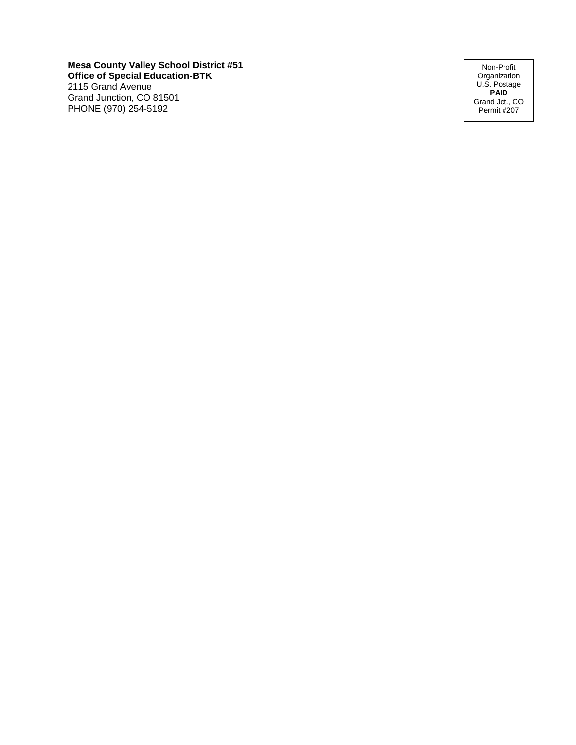**Mesa County Valley School District #51**
**Office of Special Education-BTK**
2115 Grand Avenue
Grand Junction, CO 81501
PHONE (970) 254-5192

Non-Profit
Organization
U.S. Postage
**PAID**
Grand Jct., CO
Permit #207